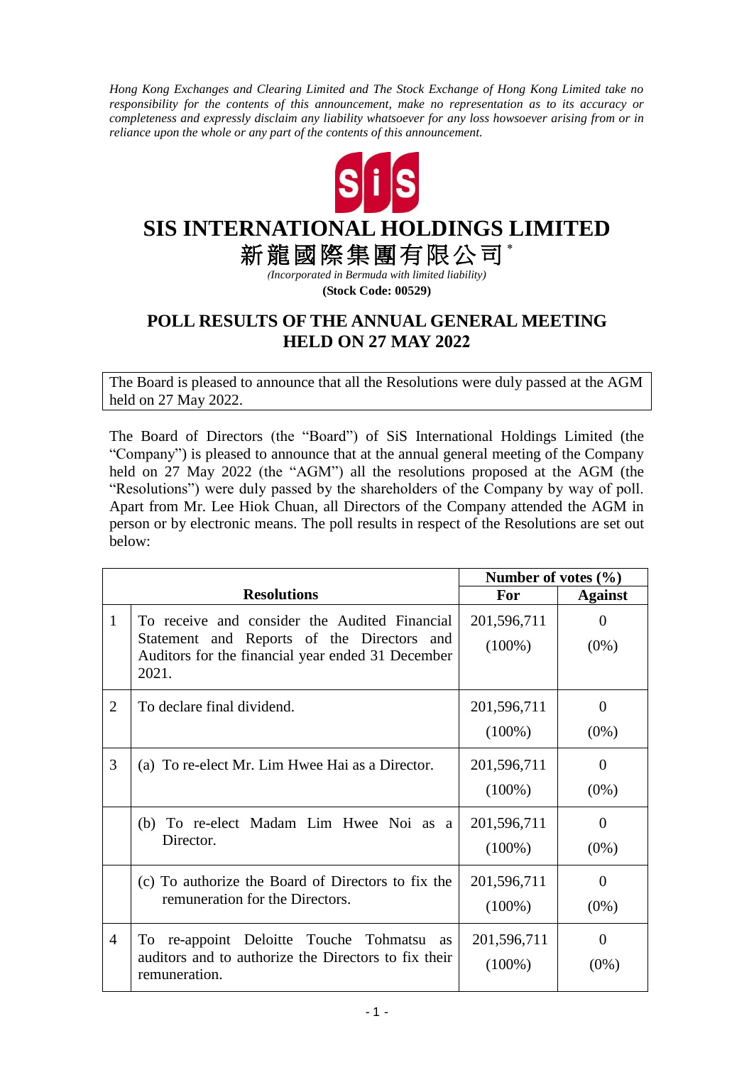*Hong Kong Exchanges and Clearing Limited and The Stock Exchange of Hong Kong Limited take no responsibility for the contents of this announcement, make no representation as to its accuracy or completeness and expressly disclaim any liability whatsoever for any loss howsoever arising from or in reliance upon the whole or any part of the contents of this announcement.*

# SIS INTERNATIONAL HOLDINGS LIMITED

# 新龍國際集團有限公司 *

*(Incorporated in Bermuda with limited liability)*

**(Stock Code: 00529)**

## POLL RESULTS OF THE ANNUAL GENERAL MEETING HELD ON 27 MAY 2022

The Board is pleased to announce that all the Resolutions were duly passed at the AGM held on 27 May 2022.

The Board of Directors (the "Board") of SiS International Holdings Limited (the "Company") is pleased to announce that at the annual general meeting of the Company held on 27 May 2022 (the "AGM") all the resolutions proposed at the AGM (the "Resolutions") were duly passed by the shareholders of the Company by way of poll. Apart from Mr. Lee Hiok Chuan, all Directors of the Company attended the AGM in person or by electronic means. The poll results in respect of the Resolutions are set out below:

| | **Resolutions** | **Number of votes (%)** | |
|---|---|---|---|
| | | **For** | **Against** |
| 1 | To receive and consider the Audited Financial Statement and Reports of the Directors and Auditors for the financial year ended 31 December 2021. | 201,596,711 (100%) | 0 (0%) |
| 2 | To declare final dividend. | 201,596,711 (100%) | 0 (0%) |
| 3 | (a) To re-elect Mr. Lim Hwee Hai as a Director. | 201,596,711 (100%) | 0 (0%) |
| | (b) To re-elect Madam Lim Hwee Noi as a Director. | 201,596,711 (100%) | 0 (0%) |
| | (c) To authorize the Board of Directors to fix the remuneration for the Directors. | 201,596,711 (100%) | 0 (0%) |
| 4 | To re-appoint Deloitte Touche Tohmatsu as auditors and to authorize the Directors to fix their remuneration. | 201,596,711 (100%) | 0 (0%) |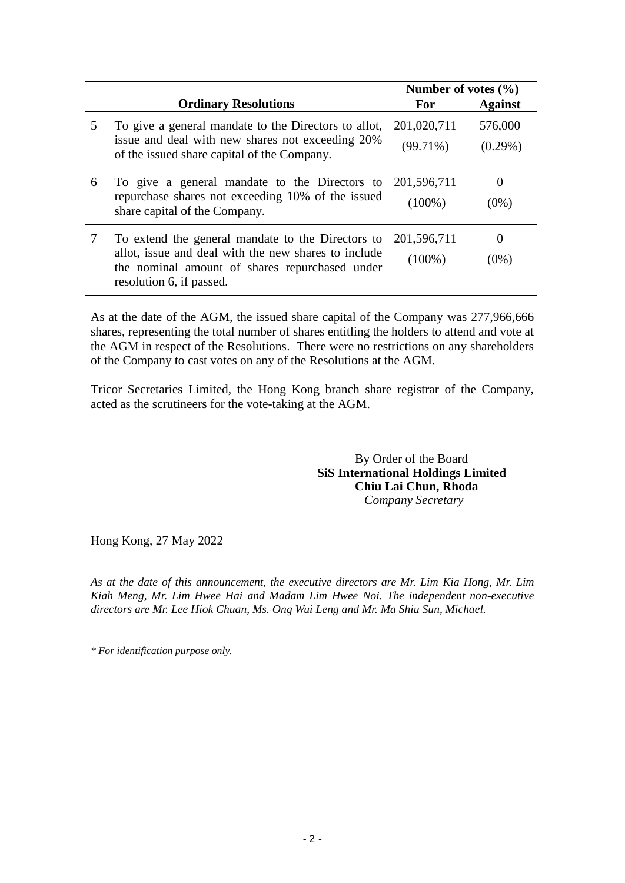| | Ordinary Resolutions | Number of votes (%) | |
|---|---|---|---|
| | | **For** | **Against** |
| 5 | To give a general mandate to the Directors to allot, issue and deal with new shares not exceeding 20% of the issued share capital of the Company. | 201,020,711 (99.71%) | 576,000 (0.29%) |
| 6 | To give a general mandate to the Directors to repurchase shares not exceeding 10% of the issued share capital of the Company. | 201,596,711 (100%) | 0 (0%) |
| 7 | To extend the general mandate to the Directors to allot, issue and deal with the new shares to include the nominal amount of shares repurchased under resolution 6, if passed. | 201,596,711 (100%) | 0 (0%) |

As at the date of the AGM, the issued share capital of the Company was 277,966,666 shares, representing the total number of shares entitling the holders to attend and vote at the AGM in respect of the Resolutions. There were no restrictions on any shareholders of the Company to cast votes on any of the Resolutions at the AGM.

Tricor Secretaries Limited, the Hong Kong branch share registrar of the Company, acted as the scrutineers for the vote-taking at the AGM.

By Order of the Board
**SiS International Holdings Limited**
**Chiu Lai Chun, Rhoda**
*Company Secretary*

Hong Kong, 27 May 2022

*As at the date of this announcement, the executive directors are Mr. Lim Kia Hong, Mr. Lim Kiah Meng, Mr. Lim Hwee Hai and Madam Lim Hwee Noi. The independent non-executive directors are Mr. Lee Hiok Chuan, Ms. Ong Wui Leng and Mr. Ma Shiu Sun, Michael.*

*\* For identification purpose only.*